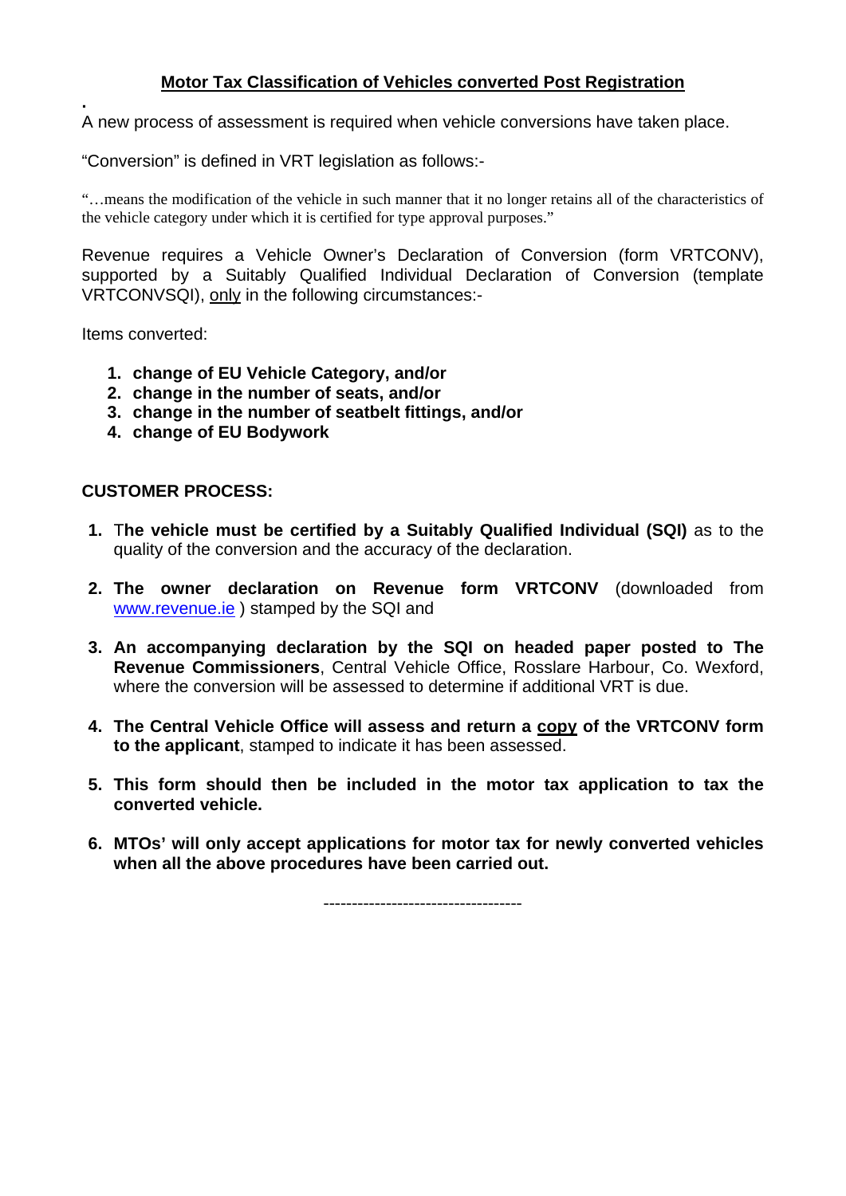## **Motor Tax Classification of Vehicles converted Post Registration**

.

A new process of assessment is required when vehicle conversions have taken place.

"Conversion" is defined in VRT legislation as follows:-

"…means the modification of the vehicle in such manner that it no longer retains all of the characteristics of the vehicle category under which it is certified for type approval purposes."

Revenue requires a Vehicle Owner's Declaration of Conversion (form VRTCONV), supported by a Suitably Qualified Individual Declaration of Conversion (template VRTCONVSQI), only in the following circumstances:-

Items converted:

1. **change of EU Vehicle Category, and/or**
2. **change in the number of seats, and/or**
3. **change in the number of seatbelt fittings, and/or**
4. **change of EU Bodywork**

**CUSTOMER PROCESS:**

1. **The vehicle must be certified by a Suitably Qualified Individual (SQI)** as to the quality of the conversion and the accuracy of the declaration.

2. **The owner declaration on Revenue form VRTCONV** (downloaded from www.revenue.ie ) stamped by the SQI and

3. **An accompanying declaration by the SQI on headed paper posted to The Revenue Commissioners**, Central Vehicle Office, Rosslare Harbour, Co. Wexford, where the conversion will be assessed to determine if additional VRT is due.

4. **The Central Vehicle Office will assess and return a copy of the VRTCONV form to the applicant**, stamped to indicate it has been assessed.

5. **This form should then be included in the motor tax application to tax the converted vehicle.**

6. **MTOs' will only accept applications for motor tax for newly converted vehicles when all the above procedures have been carried out.**

-----------------------------------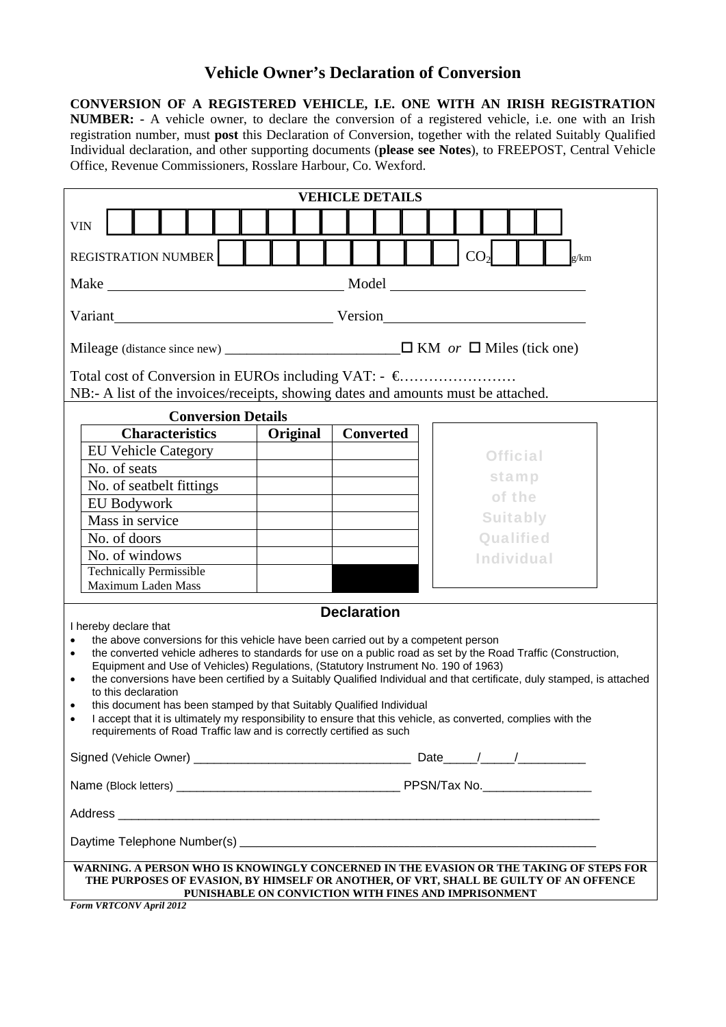# Vehicle Owner's Declaration of Conversion

**CONVERSION OF A REGISTERED VEHICLE, I.E. ONE WITH AN IRISH REGISTRATION NUMBER: -** A vehicle owner, to declare the conversion of a registered vehicle, i.e. one with an Irish registration number, must **post** this Declaration of Conversion, together with the related Suitably Qualified Individual declaration, and other supporting documents (**please see Notes**), to FREEPOST, Central Vehicle Office, Revenue Commissioners, Rosslare Harbour, Co. Wexford.

## VEHICLE DETAILS

VIN | | | | | | | | | | | | | | | | | |

REGISTRATION NUMBER | | | | | | | | | | | $CO_2$ | | | | g/km

Make ______________________ Model ______________________

Variant ______________________ Version ______________________

Mileage (distance since new) ________________________ ☐ KM *or* ☐ Miles (tick one)

Total cost of Conversion in EUROs including VAT: - €……………………

NB:- A list of the invoices/receipts, showing dates and amounts must be attached.

### Conversion Details

| Characteristics | Original | Converted |
|---|---|---|
| EU Vehicle Category | | |
| No. of seats | | |
| No. of seatbelt fittings | | |
| EU Bodywork | | |
| Mass in service | | |
| No. of doors | | |
| No. of windows | | |
| Technically Permissible Maximum Laden Mass | | |

Official stamp of the Suitably Qualified Individual

## Declaration

I hereby declare that

- the above conversions for this vehicle have been carried out by a competent person
- the converted vehicle adheres to standards for use on a public road as set by the Road Traffic (Construction, Equipment and Use of Vehicles) Regulations, (Statutory Instrument No. 190 of 1963)
- the conversions have been certified by a Suitably Qualified Individual and that certificate, duly stamped, is attached to this declaration
- this document has been stamped by that Suitably Qualified Individual
- I accept that it is ultimately my responsibility to ensure that this vehicle, as converted, complies with the requirements of Road Traffic law and is correctly certified as such

Signed (Vehicle Owner) ________________________________ Date_____/_____/__________

Name (Block letters) _________________________________ PPSN/Tax No.________________

Address ___________________________________________________________________________

Daytime Telephone Number(s) ______________________________________________________

**WARNING. A PERSON WHO IS KNOWINGLY CONCERNED IN THE EVASION OR THE TAKING OF STEPS FOR THE PURPOSES OF EVASION, BY HIMSELF OR ANOTHER, OF VRT, SHALL BE GUILTY OF AN OFFENCE PUNISHABLE ON CONVICTION WITH FINES AND IMPRISONMENT**

***Form VRTCONV April 2012***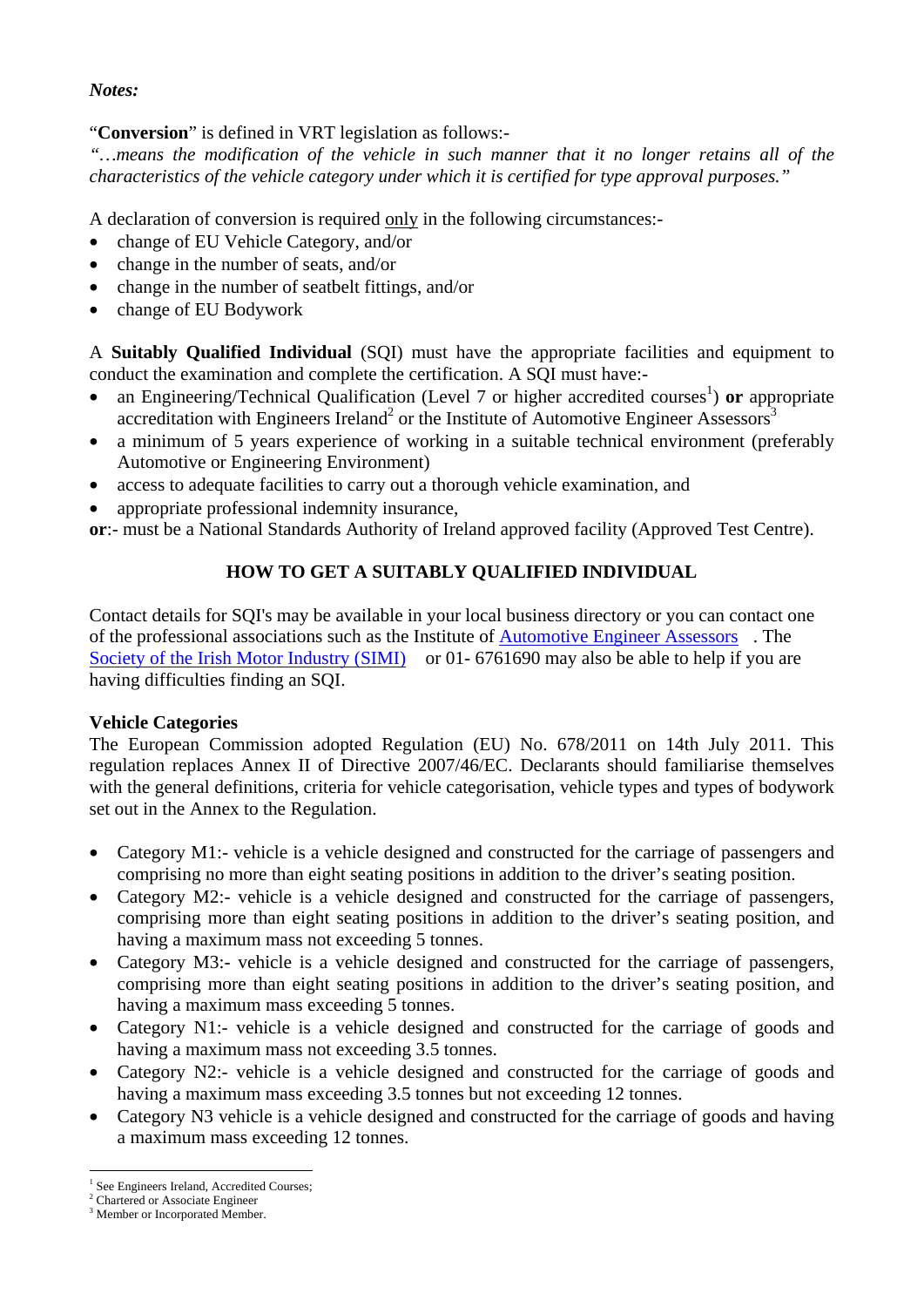*Notes:*

"**Conversion**" is defined in VRT legislation as follows:-
*"…means the modification of the vehicle in such manner that it no longer retains all of the characteristics of the vehicle category under which it is certified for type approval purposes."*

A declaration of conversion is required only in the following circumstances:-

- change of EU Vehicle Category, and/or
- change in the number of seats, and/or
- change in the number of seatbelt fittings, and/or
- change of EU Bodywork

A **Suitably Qualified Individual** (SQI) must have the appropriate facilities and equipment to conduct the examination and complete the certification. A SQI must have:-

- an Engineering/Technical Qualification (Level 7 or higher accredited courses[1]) **or** appropriate accreditation with Engineers Ireland[2] or the Institute of Automotive Engineer Assessors[3]
- a minimum of 5 years experience of working in a suitable technical environment (preferably Automotive or Engineering Environment)
- access to adequate facilities to carry out a thorough vehicle examination, and
- appropriate professional indemnity insurance,

**or**:- must be a National Standards Authority of Ireland approved facility (Approved Test Centre).

## HOW TO GET A SUITABLY QUALIFIED INDIVIDUAL

Contact details for SQI's may be available in your local business directory or you can contact one of the professional associations such as the Institute of Automotive Engineer Assessors . The Society of the Irish Motor Industry (SIMI) or 01- 6761690 may also be able to help if you are having difficulties finding an SQI.

**Vehicle Categories**

The European Commission adopted Regulation (EU) No. 678/2011 on 14th July 2011. This regulation replaces Annex II of Directive 2007/46/EC. Declarants should familiarise themselves with the general definitions, criteria for vehicle categorisation, vehicle types and types of bodywork set out in the Annex to the Regulation.

- Category M1:- vehicle is a vehicle designed and constructed for the carriage of passengers and comprising no more than eight seating positions in addition to the driver's seating position.
- Category M2:- vehicle is a vehicle designed and constructed for the carriage of passengers, comprising more than eight seating positions in addition to the driver's seating position, and having a maximum mass not exceeding 5 tonnes.
- Category M3:- vehicle is a vehicle designed and constructed for the carriage of passengers, comprising more than eight seating positions in addition to the driver's seating position, and having a maximum mass exceeding 5 tonnes.
- Category N1:- vehicle is a vehicle designed and constructed for the carriage of goods and having a maximum mass not exceeding 3.5 tonnes.
- Category N2:- vehicle is a vehicle designed and constructed for the carriage of goods and having a maximum mass exceeding 3.5 tonnes but not exceeding 12 tonnes.
- Category N3 vehicle is a vehicle designed and constructed for the carriage of goods and having a maximum mass exceeding 12 tonnes.

---

[1] See Engineers Ireland, Accredited Courses;
[2] Chartered or Associate Engineer
[3] Member or Incorporated Member.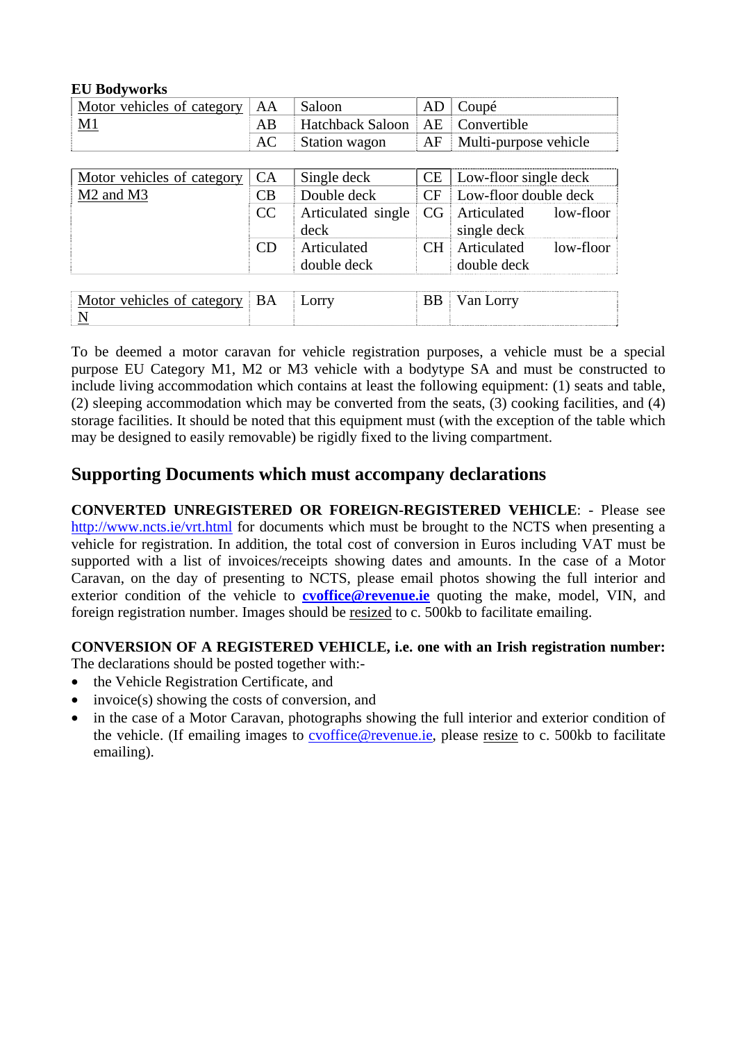**EU Bodyworks**

| Motor vehicles of category M1 | AA | Saloon | AD | Coupé |
|---|---|---|---|---|
| | AB | Hatchback Saloon | AE | Convertible |
| | AC | Station wagon | AF | Multi-purpose vehicle |

| Motor vehicles of category M2 and M3 | CA | Single deck | CE | Low-floor single deck |
|---|---|---|---|---|
| | CB | Double deck | CF | Low-floor double deck |
| | CC | Articulated single deck | CG | Articulated low-floor single deck |
| | CD | Articulated double deck | CH | Articulated low-floor double deck |

| Motor vehicles of category N | BA | Lorry | BB | Van Lorry |
|---|---|---|---|---|

To be deemed a motor caravan for vehicle registration purposes, a vehicle must be a special purpose EU Category M1, M2 or M3 vehicle with a bodytype SA and must be constructed to include living accommodation which contains at least the following equipment: (1) seats and table, (2) sleeping accommodation which may be converted from the seats, (3) cooking facilities, and (4) storage facilities. It should be noted that this equipment must (with the exception of the table which may be designed to easily removable) be rigidly fixed to the living compartment.

## Supporting Documents which must accompany declarations

**CONVERTED UNREGISTERED OR FOREIGN-REGISTERED VEHICLE**: - Please see http://www.ncts.ie/vrt.html for documents which must be brought to the NCTS when presenting a vehicle for registration. In addition, the total cost of conversion in Euros including VAT must be supported with a list of invoices/receipts showing dates and amounts. In the case of a Motor Caravan, on the day of presenting to NCTS, please email photos showing the full interior and exterior condition of the vehicle to **cvoffice@revenue.ie** quoting the make, model, VIN, and foreign registration number. Images should be resized to c. 500kb to facilitate emailing.

**CONVERSION OF A REGISTERED VEHICLE, i.e. one with an Irish registration number:**
The declarations should be posted together with:-

- the Vehicle Registration Certificate, and
- invoice(s) showing the costs of conversion, and
- in the case of a Motor Caravan, photographs showing the full interior and exterior condition of the vehicle. (If emailing images to cvoffice@revenue.ie, please resize to c. 500kb to facilitate emailing).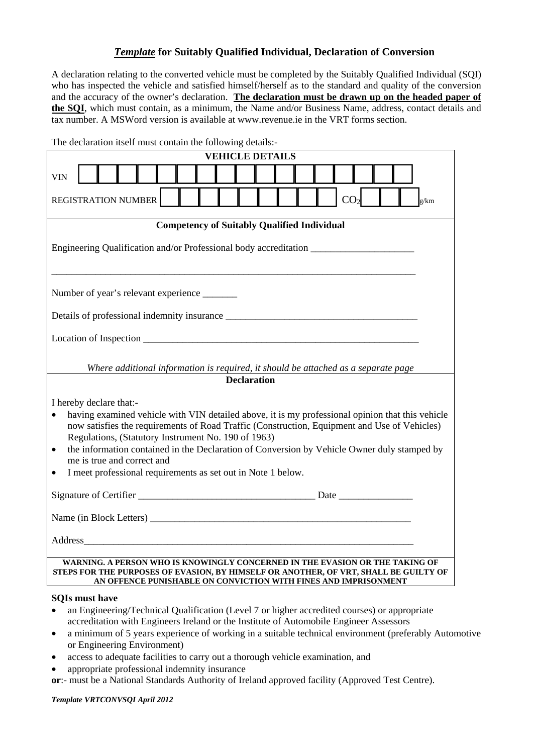## *Template* for Suitably Qualified Individual, Declaration of Conversion

A declaration relating to the converted vehicle must be completed by the Suitably Qualified Individual (SQI) who has inspected the vehicle and satisfied himself/herself as to the standard and quality of the conversion and the accuracy of the owner's declaration. **The declaration must be drawn up on the headed paper of the SQI**, which must contain, as a minimum, the Name and/or Business Name, address, contact details and tax number. A MSWord version is available at www.revenue.ie in the VRT forms section.

The declaration itself must contain the following details:-

**VEHICLE DETAILS**

VIN | | | | | | | | | | | | | | | | | |

REGISTRATION NUMBER | | | | | | | | | | $CO_2$ | | | | g/km

**Competency of Suitably Qualified Individual**

Engineering Qualification and/or Professional body accreditation ____________________

______________________________________________________________________

Number of year's relevant experience _______

Details of professional indemnity insurance ______________________________________

Location of Inspection _______________________________________________________

*Where additional information is required, it should be attached as a separate page*

**Declaration**

I hereby declare that:-

- having examined vehicle with VIN detailed above, it is my professional opinion that this vehicle now satisfies the requirements of Road Traffic (Construction, Equipment and Use of Vehicles) Regulations, (Statutory Instrument No. 190 of 1963)
- the information contained in the Declaration of Conversion by Vehicle Owner duly stamped by me is true and correct and
- I meet professional requirements as set out in Note 1 below.

Signature of Certifier ___________________________________ Date _______________

Name (in Block Letters) ______________________________________________________

Address_________________________________________________________________

**WARNING. A PERSON WHO IS KNOWINGLY CONCERNED IN THE EVASION OR THE TAKING OF STEPS FOR THE PURPOSES OF EVASION, BY HIMSELF OR ANOTHER, OF VRT, SHALL BE GUILTY OF AN OFFENCE PUNISHABLE ON CONVICTION WITH FINES AND IMPRISONMENT**

**SQIs must have**

- an Engineering/Technical Qualification (Level 7 or higher accredited courses) or appropriate accreditation with Engineers Ireland or the Institute of Automobile Engineer Assessors
- a minimum of 5 years experience of working in a suitable technical environment (preferably Automotive or Engineering Environment)
- access to adequate facilities to carry out a thorough vehicle examination, and
- appropriate professional indemnity insurance

**or**:- must be a National Standards Authority of Ireland approved facility (Approved Test Centre).

***Template VRTCONVSQI April 2012***